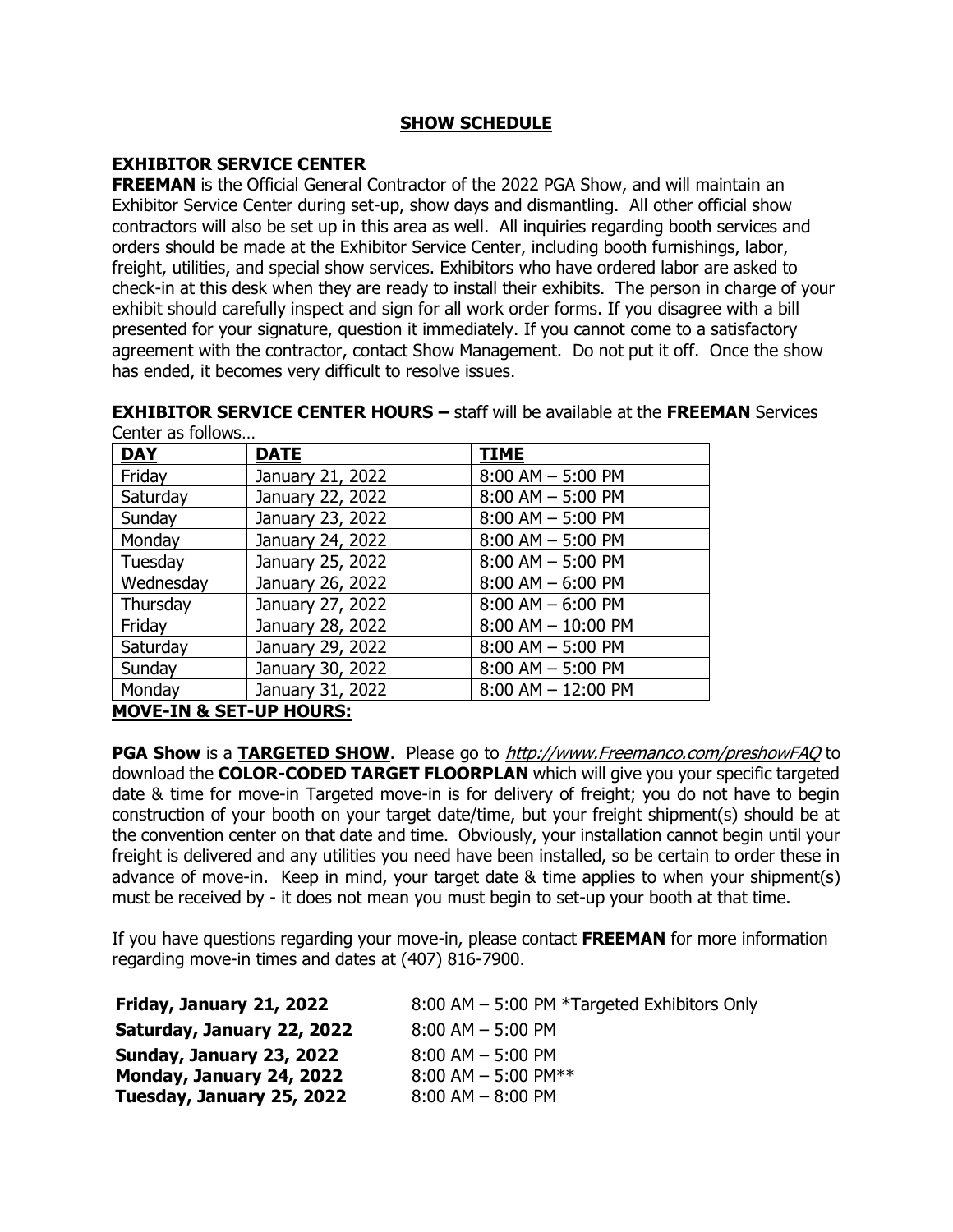## SHOW SCHEDULE

### EXHIBITOR SERVICE CENTER

**FREEMAN** is the Official General Contractor of the 2022 PGA Show, and will maintain an Exhibitor Service Center during set-up, show days and dismantling. All other official show contractors will also be set up in this area as well. All inquiries regarding booth services and orders should be made at the Exhibitor Service Center, including booth furnishings, labor, freight, utilities, and special show services. Exhibitors who have ordered labor are asked to check-in at this desk when they are ready to install their exhibits. The person in charge of your exhibit should carefully inspect and sign for all work order forms. If you disagree with a bill presented for your signature, question it immediately. If you cannot come to a satisfactory agreement with the contractor, contact Show Management. Do not put it off. Once the show has ended, it becomes very difficult to resolve issues.

**EXHIBITOR SERVICE CENTER HOURS –** staff will be available at the **FREEMAN** Services Center as follows…

| DAY | DATE | TIME |
|---|---|---|
| Friday | January 21, 2022 | 8:00 AM – 5:00 PM |
| Saturday | January 22, 2022 | 8:00 AM – 5:00 PM |
| Sunday | January 23, 2022 | 8:00 AM – 5:00 PM |
| Monday | January 24, 2022 | 8:00 AM – 5:00 PM |
| Tuesday | January 25, 2022 | 8:00 AM – 5:00 PM |
| Wednesday | January 26, 2022 | 8:00 AM – 6:00 PM |
| Thursday | January 27, 2022 | 8:00 AM – 6:00 PM |
| Friday | January 28, 2022 | 8:00 AM – 10:00 PM |
| Saturday | January 29, 2022 | 8:00 AM – 5:00 PM |
| Sunday | January 30, 2022 | 8:00 AM – 5:00 PM |
| Monday | January 31, 2022 | 8:00 AM – 12:00 PM |

### MOVE-IN & SET-UP HOURS:

**PGA Show** is a **TARGETED SHOW**. Please go to *http://www.Freemanco.com/preshowFAQ* to download the **COLOR-CODED TARGET FLOORPLAN** which will give you your specific targeted date & time for move-in Targeted move-in is for delivery of freight; you do not have to begin construction of your booth on your target date/time, but your freight shipment(s) should be at the convention center on that date and time. Obviously, your installation cannot begin until your freight is delivered and any utilities you need have been installed, so be certain to order these in advance of move-in. Keep in mind, your target date & time applies to when your shipment(s) must be received by - it does not mean you must begin to set-up your booth at that time.

If you have questions regarding your move-in, please contact **FREEMAN** for more information regarding move-in times and dates at (407) 816-7900.

| | |
|---|---|
| **Friday, January 21, 2022** | 8:00 AM – 5:00 PM *Targeted Exhibitors Only |
| **Saturday, January 22, 2022** | 8:00 AM – 5:00 PM |
| **Sunday, January 23, 2022** | 8:00 AM – 5:00 PM |
| **Monday, January 24, 2022** | 8:00 AM – 5:00 PM** |
| **Tuesday, January 25, 2022** | 8:00 AM – 8:00 PM |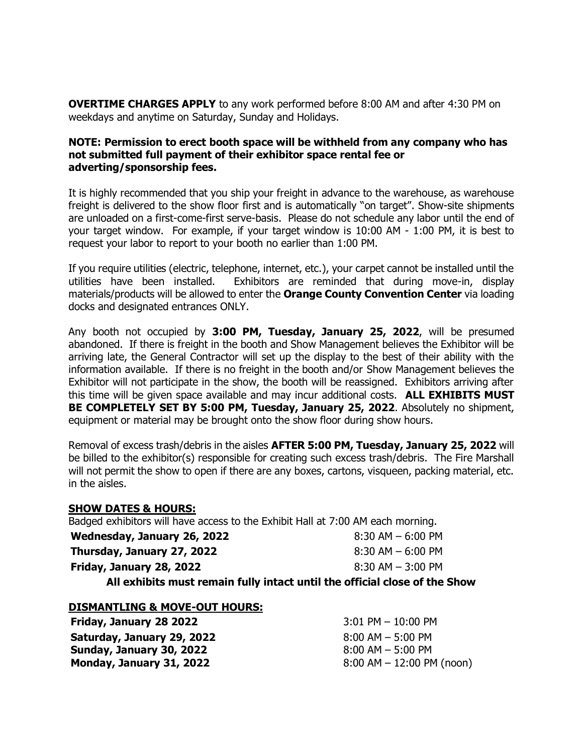**OVERTIME CHARGES APPLY** to any work performed before 8:00 AM and after 4:30 PM on weekdays and anytime on Saturday, Sunday and Holidays.

**NOTE: Permission to erect booth space will be withheld from any company who has not submitted full payment of their exhibitor space rental fee or adverting/sponsorship fees.**

It is highly recommended that you ship your freight in advance to the warehouse, as warehouse freight is delivered to the show floor first and is automatically "on target". Show-site shipments are unloaded on a first-come-first serve-basis. Please do not schedule any labor until the end of your target window. For example, if your target window is 10:00 AM - 1:00 PM, it is best to request your labor to report to your booth no earlier than 1:00 PM.

If you require utilities (electric, telephone, internet, etc.), your carpet cannot be installed until the utilities have been installed. Exhibitors are reminded that during move-in, display materials/products will be allowed to enter the **Orange County Convention Center** via loading docks and designated entrances ONLY.

Any booth not occupied by **3:00 PM, Tuesday, January 25, 2022**, will be presumed abandoned. If there is freight in the booth and Show Management believes the Exhibitor will be arriving late, the General Contractor will set up the display to the best of their ability with the information available. If there is no freight in the booth and/or Show Management believes the Exhibitor will not participate in the show, the booth will be reassigned. Exhibitors arriving after this time will be given space available and may incur additional costs. **ALL EXHIBITS MUST BE COMPLETELY SET BY 5:00 PM, Tuesday, January 25, 2022**. Absolutely no shipment, equipment or material may be brought onto the show floor during show hours.

Removal of excess trash/debris in the aisles **AFTER 5:00 PM, Tuesday, January 25, 2022** will be billed to the exhibitor(s) responsible for creating such excess trash/debris. The Fire Marshall will not permit the show to open if there are any boxes, cartons, visqueen, packing material, etc. in the aisles.

**SHOW DATES & HOURS:**

Badged exhibitors will have access to the Exhibit Hall at 7:00 AM each morning.

| | |
|---|---|
| **Wednesday, January 26, 2022** | 8:30 AM – 6:00 PM |
| **Thursday, January 27, 2022** | 8:30 AM – 6:00 PM |
| **Friday, January 28, 2022** | 8:30 AM – 3:00 PM |

**All exhibits must remain fully intact until the official close of the Show**

**DISMANTLING & MOVE-OUT HOURS:**

| | |
|---|---|
| **Friday, January 28 2022** | 3:01 PM – 10:00 PM |
| **Saturday, January 29, 2022** | 8:00 AM – 5:00 PM |
| **Sunday, January 30, 2022** | 8:00 AM – 5:00 PM |
| **Monday, January 31, 2022** | 8:00 AM – 12:00 PM (noon) |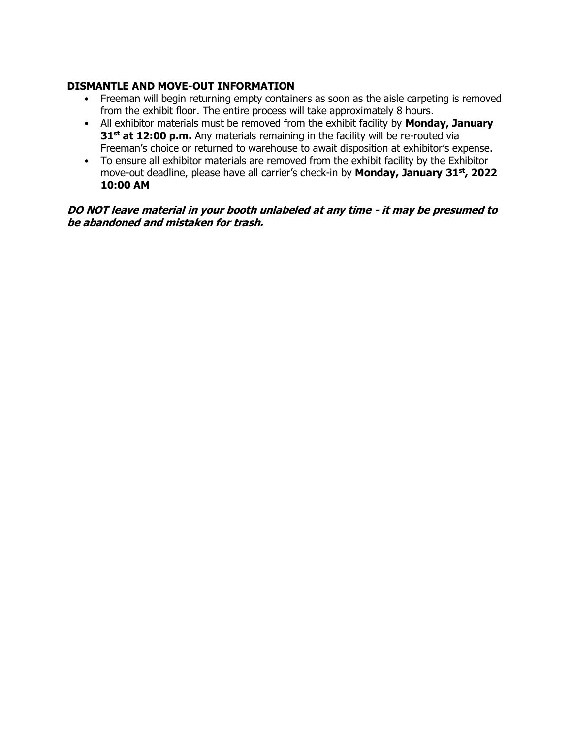### DISMANTLE AND MOVE-OUT INFORMATION

- Freeman will begin returning empty containers as soon as the aisle carpeting is removed from the exhibit floor. The entire process will take approximately 8 hours.
- All exhibitor materials must be removed from the exhibit facility by **Monday, January 31st at 12:00 p.m.** Any materials remaining in the facility will be re-routed via Freeman's choice or returned to warehouse to await disposition at exhibitor's expense.
- To ensure all exhibitor materials are removed from the exhibit facility by the Exhibitor move-out deadline, please have all carrier's check-in by **Monday, January 31st, 2022 10:00 AM**

***DO NOT leave material in your booth unlabeled at any time - it may be presumed to be abandoned and mistaken for trash.***